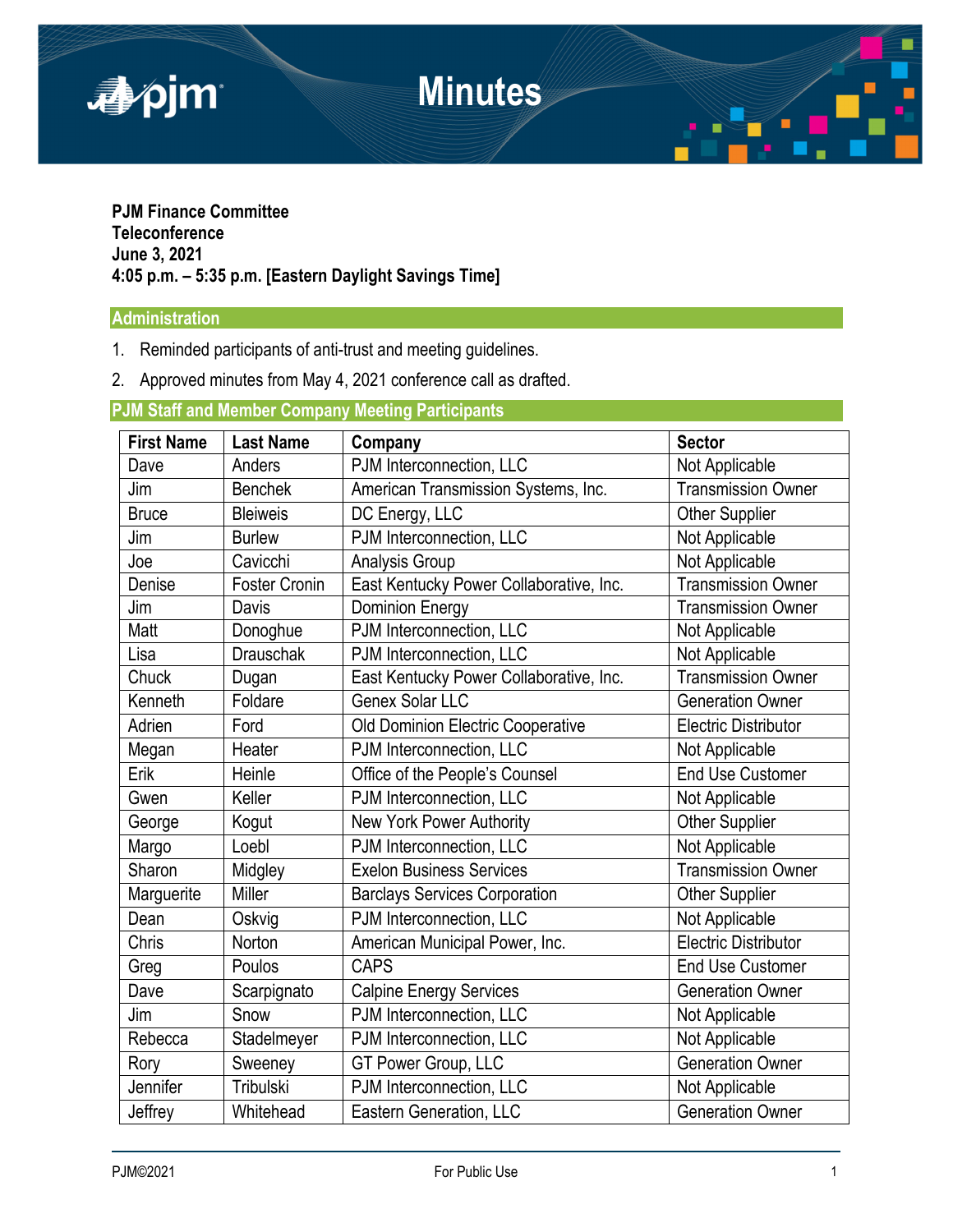# Minutes

**PJM Finance Committee**
**Teleconference**
**June 3, 2021**
**4:05 p.m. – 5:35 p.m. [Eastern Daylight Savings Time]**

## Administration

1. Reminded participants of anti-trust and meeting guidelines.
2. Approved minutes from May 4, 2021 conference call as drafted.

## PJM Staff and Member Company Meeting Participants

| First Name | Last Name | Company | Sector |
|---|---|---|---|
| Dave | Anders | PJM Interconnection, LLC | Not Applicable |
| Jim | Benchek | American Transmission Systems, Inc. | Transmission Owner |
| Bruce | Bleiweis | DC Energy, LLC | Other Supplier |
| Jim | Burlew | PJM Interconnection, LLC | Not Applicable |
| Joe | Cavicchi | Analysis Group | Not Applicable |
| Denise | Foster Cronin | East Kentucky Power Collaborative, Inc. | Transmission Owner |
| Jim | Davis | Dominion Energy | Transmission Owner |
| Matt | Donoghue | PJM Interconnection, LLC | Not Applicable |
| Lisa | Drauschak | PJM Interconnection, LLC | Not Applicable |
| Chuck | Dugan | East Kentucky Power Collaborative, Inc. | Transmission Owner |
| Kenneth | Foldare | Genex Solar LLC | Generation Owner |
| Adrien | Ford | Old Dominion Electric Cooperative | Electric Distributor |
| Megan | Heater | PJM Interconnection, LLC | Not Applicable |
| Erik | Heinle | Office of the People's Counsel | End Use Customer |
| Gwen | Keller | PJM Interconnection, LLC | Not Applicable |
| George | Kogut | New York Power Authority | Other Supplier |
| Margo | Loebl | PJM Interconnection, LLC | Not Applicable |
| Sharon | Midgley | Exelon Business Services | Transmission Owner |
| Marguerite | Miller | Barclays Services Corporation | Other Supplier |
| Dean | Oskvig | PJM Interconnection, LLC | Not Applicable |
| Chris | Norton | American Municipal Power, Inc. | Electric Distributor |
| Greg | Poulos | CAPS | End Use Customer |
| Dave | Scarpignato | Calpine Energy Services | Generation Owner |
| Jim | Snow | PJM Interconnection, LLC | Not Applicable |
| Rebecca | Stadelmeyer | PJM Interconnection, LLC | Not Applicable |
| Rory | Sweeney | GT Power Group, LLC | Generation Owner |
| Jennifer | Tribulski | PJM Interconnection, LLC | Not Applicable |
| Jeffrey | Whitehead | Eastern Generation, LLC | Generation Owner |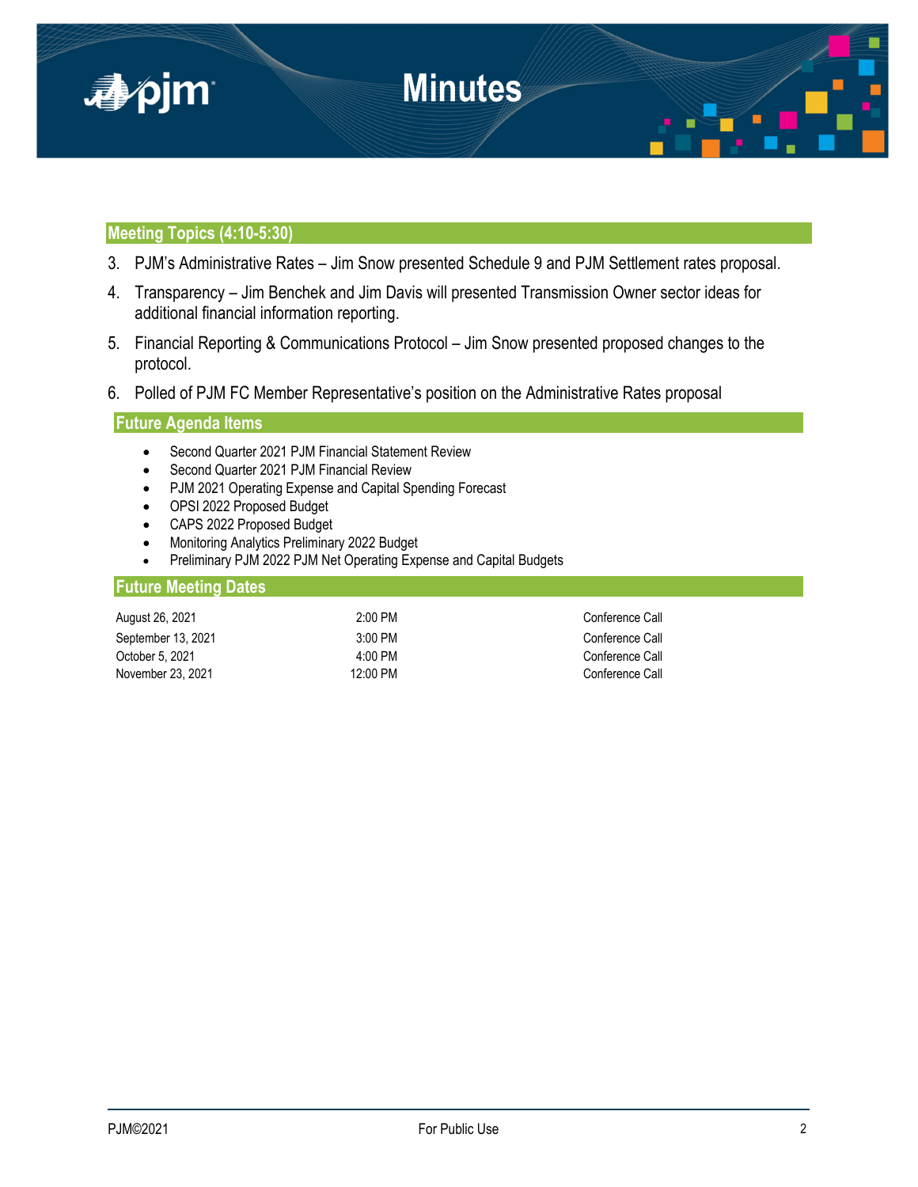## Meeting Topics (4:10-5:30)

3. PJM's Administrative Rates – Jim Snow presented Schedule 9 and PJM Settlement rates proposal.
4. Transparency – Jim Benchek and Jim Davis will presented Transmission Owner sector ideas for additional financial information reporting.
5. Financial Reporting & Communications Protocol – Jim Snow presented proposed changes to the protocol.
6. Polled of PJM FC Member Representative's position on the Administrative Rates proposal

## Future Agenda Items

- Second Quarter 2021 PJM Financial Statement Review
- Second Quarter 2021 PJM Financial Review
- PJM 2021 Operating Expense and Capital Spending Forecast
- OPSI 2022 Proposed Budget
- CAPS 2022 Proposed Budget
- Monitoring Analytics Preliminary 2022 Budget
- Preliminary PJM 2022 PJM Net Operating Expense and Capital Budgets

## Future Meeting Dates

| | | |
|---|---|---|
| August 26, 2021 | 2:00 PM | Conference Call |
| September 13, 2021 | 3:00 PM | Conference Call |
| October 5, 2021 | 4:00 PM | Conference Call |
| November 23, 2021 | 12:00 PM | Conference Call |